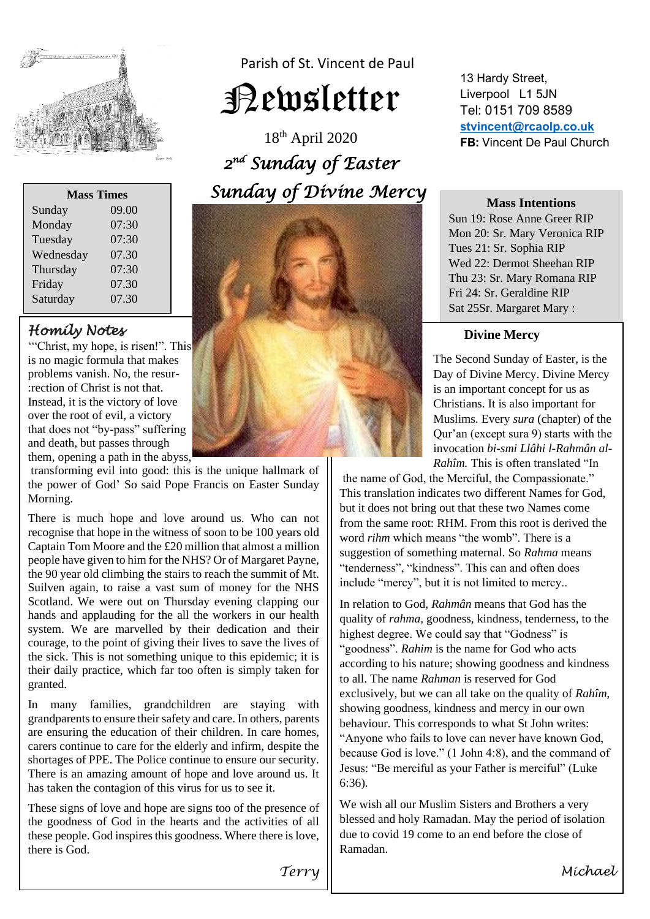Parish of St. Vincent de Paul

# Newsletter

18th April 2020

## *2nd Sunday of Easter*

## *Sunday of Divine Mercy*

13 Hardy Street,
Liverpool L1 5JN
Tel: 0151 709 8589
**stvincent@rcaolp.co.uk**
**FB:** Vincent De Paul Church

| Mass Times | |
|---|---|
| Sunday | 09.00 |
| Monday | 07:30 |
| Tuesday | 07:30 |
| Wednesday | 07.30 |
| Thursday | 07:30 |
| Friday | 07.30 |
| Saturday | 07.30 |

### Mass Intentions

Sun 19: Rose Anne Greer RIP
Mon 20: Sr. Mary Veronica RIP
Tues 21: Sr. Sophia RIP
Wed 22: Dermot Sheehan RIP
Thu 23: Sr. Mary Romana RIP
Fri 24: Sr. Geraldine RIP
Sat 25Sr. Margaret Mary :

## *Homily Notes*

'"Christ, my hope, is risen!". This is no magic formula that makes problems vanish. No, the resur-:rection of Christ is not that. Instead, it is the victory of love over the root of evil, a victory that does not "by-pass" suffering and death, but passes through them, opening a path in the abyss, transforming evil into good: this is the unique hallmark of the power of God' So said Pope Francis on Easter Sunday Morning.

There is much hope and love around us. Who can not recognise that hope in the witness of soon to be 100 years old Captain Tom Moore and the £20 million that almost a million people have given to him for the NHS? Or of Margaret Payne, the 90 year old climbing the stairs to reach the summit of Mt. Suilven again, to raise a vast sum of money for the NHS Scotland. We were out on Thursday evening clapping our hands and applauding for the all the workers in our health system. We are marvelled by their dedication and their courage, to the point of giving their lives to save the lives of the sick. This is not something unique to this epidemic; it is their daily practice, which far too often is simply taken for granted.

In many families, grandchildren are staying with grandparents to ensure their safety and care. In others, parents are ensuring the education of their children. In care homes, carers continue to care for the elderly and infirm, despite the shortages of PPE. The Police continue to ensure our security. There is an amazing amount of hope and love around us. It has taken the contagion of this virus for us to see it.

These signs of love and hope are signs too of the presence of the goodness of God in the hearts and the activities of all these people. God inspires this goodness. Where there is love, there is God.

*Terry*

### Divine Mercy

The Second Sunday of Easter, is the Day of Divine Mercy. Divine Mercy is an important concept for us as Christians. It is also important for Muslims. Every *sura* (chapter) of the Qur'an (except sura 9) starts with the invocation *bi-smi Llâhi l-Rahmân al-Rahîm.* This is often translated "In the name of God, the Merciful, the Compassionate." This translation indicates two different Names for God, but it does not bring out that these two Names come from the same root: RHM. From this root is derived the word *rihm* which means "the womb". There is a suggestion of something maternal. So *Rahma* means "tenderness", "kindness". This can and often does include "mercy", but it is not limited to mercy..

In relation to God, *Rahmân* means that God has the quality of *rahma,* goodness, kindness, tenderness, to the highest degree. We could say that "Godness" is "goodness". *Rahim* is the name for God who acts according to his nature; showing goodness and kindness to all. The name *Rahman* is reserved for God exclusively, but we can all take on the quality of *Rahîm,* showing goodness, kindness and mercy in our own behaviour. This corresponds to what St John writes: "Anyone who fails to love can never have known God, because God is love." (1 John 4:8), and the command of Jesus: "Be merciful as your Father is merciful" (Luke 6:36).

We wish all our Muslim Sisters and Brothers a very blessed and holy Ramadan. May the period of isolation due to covid 19 come to an end before the close of Ramadan.

*Michael*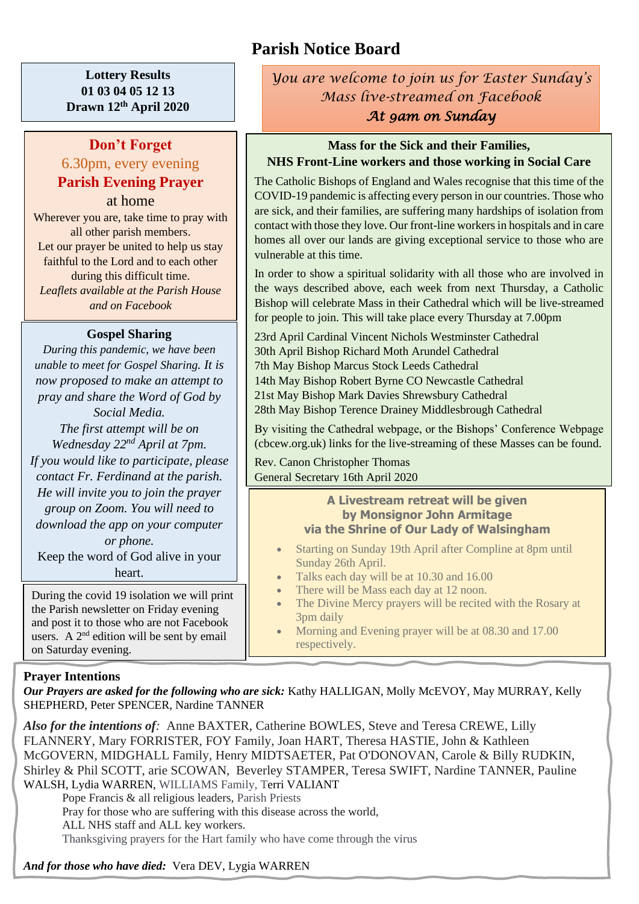# Parish Notice Board

**Lottery Results**
**01 03 04 05 12 13**
**Drawn 12th April 2020**

## Don't Forget

6.30pm, every evening

**Parish Evening Prayer**

at home

Wherever you are, take time to pray with all other parish members.
Let our prayer be united to help us stay faithful to the Lord and to each other during this difficult time.
*Leaflets available at the Parish House and on Facebook*

### Gospel Sharing

*During this pandemic, we have been unable to meet for Gospel Sharing. It is now proposed to make an attempt to pray and share the Word of God by Social Media.*
*The first attempt will be on Wednesday 22nd April at 7pm.*
*If you would like to participate, please contact Fr. Ferdinand at the parish. He will invite you to join the prayer group on Zoom. You will need to download the app on your computer or phone.*
Keep the word of God alive in your heart.

During the covid 19 isolation we will print the Parish newsletter on Friday evening and post it to those who are not Facebook users. A 2nd edition will be sent by email on Saturday evening.

*You are welcome to join us for Easter Sunday's Mass live-streamed on Facebook*
***At 9am on Sunday***

### Mass for the Sick and their Families, NHS Front-Line workers and those working in Social Care

The Catholic Bishops of England and Wales recognise that this time of the COVID-19 pandemic is affecting every person in our countries. Those who are sick, and their families, are suffering many hardships of isolation from contact with those they love. Our front-line workers in hospitals and in care homes all over our lands are giving exceptional service to those who are vulnerable at this time.

In order to show a spiritual solidarity with all those who are involved in the ways described above, each week from next Thursday, a Catholic Bishop will celebrate Mass in their Cathedral which will be live-streamed for people to join. This will take place every Thursday at 7.00pm

23rd April Cardinal Vincent Nichols Westminster Cathedral
30th April Bishop Richard Moth Arundel Cathedral
7th May Bishop Marcus Stock Leeds Cathedral
14th May Bishop Robert Byrne CO Newcastle Cathedral
21st May Bishop Mark Davies Shrewsbury Cathedral
28th May Bishop Terence Drainey Middlesbrough Cathedral

By visiting the Cathedral webpage, or the Bishops' Conference Webpage (cbcew.org.uk) links for the live-streaming of these Masses can be found.

Rev. Canon Christopher Thomas
General Secretary 16th April 2020

**A Livestream retreat will be given by Monsignor John Armitage via the Shrine of Our Lady of Walsingham**

- Starting on Sunday 19th April after Compline at 8pm until Sunday 26th April.
- Talks each day will be at 10.30 and 16.00
- There will be Mass each day at 12 noon.
- The Divine Mercy prayers will be recited with the Rosary at 3pm daily
- Morning and Evening prayer will be at 08.30 and 17.00 respectively.

## Prayer Intentions

***Our Prayers are asked for the following who are sick:*** Kathy HALLIGAN, Molly McEVOY, May MURRAY, Kelly SHEPHERD, Peter SPENCER, Nardine TANNER

***Also for the intentions of:*** Anne BAXTER, Catherine BOWLES, Steve and Teresa CREWE, Lilly FLANNERY, Mary FORRISTER, FOY Family, Joan HART, Theresa HASTIE, John & Kathleen McGOVERN, MIDGHALL Family, Henry MIDTSAETER, Pat O'DONOVAN, Carole & Billy RUDKIN, Shirley & Phil SCOTT, arie SCOWAN, Beverley STAMPER, Teresa SWIFT, Nardine TANNER, Pauline WALSH, Lydia WARREN, WILLIAMS Family, Terri VALIANT

Pope Francis & all religious leaders, Parish Priests
Pray for those who are suffering with this disease across the world,
ALL NHS staff and ALL key workers.
Thanksgiving prayers for the Hart family who have come through the virus

***And for those who have died:*** Vera DEV, Lygia WARREN